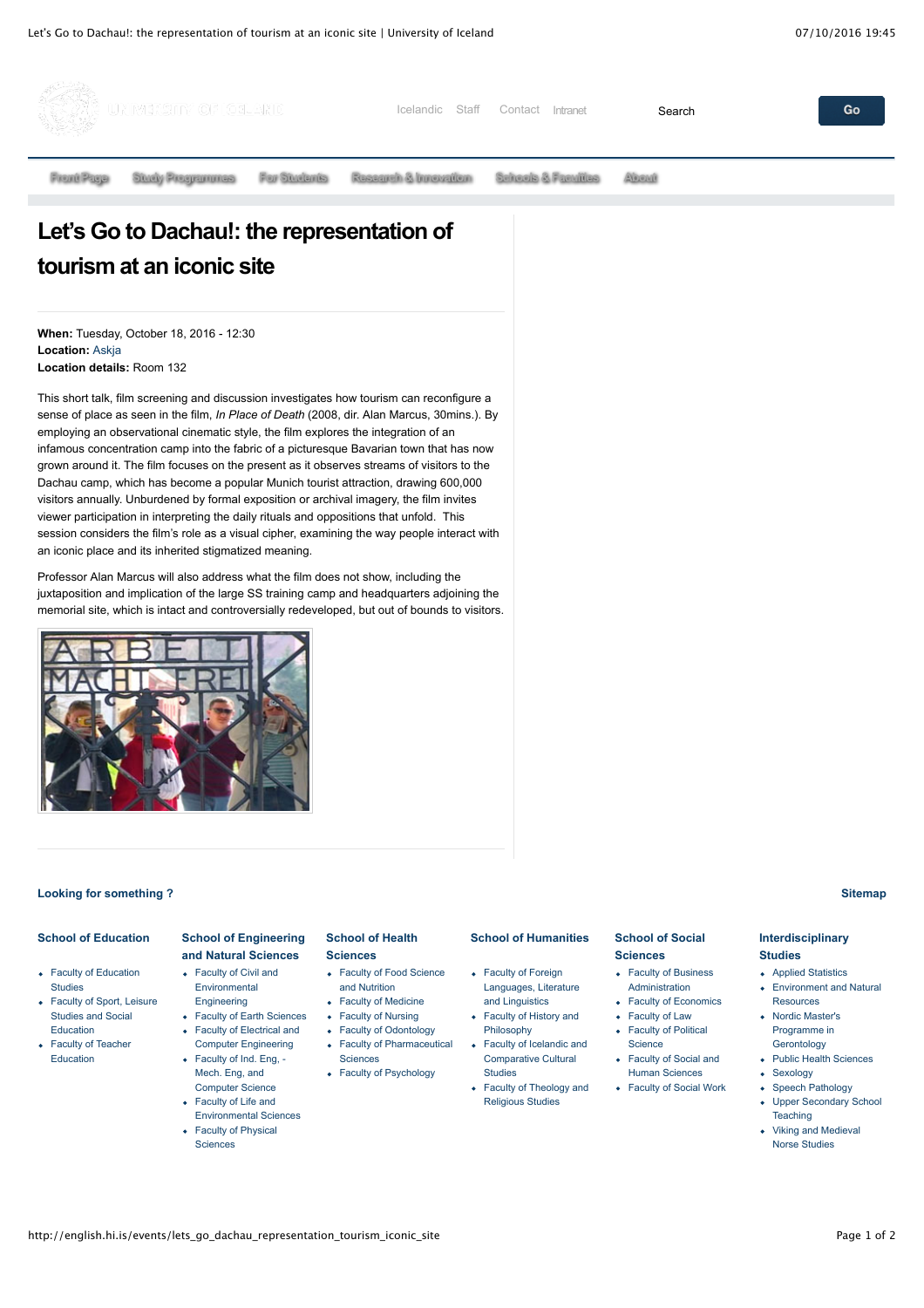Icelandic Staff Contact Intranet Search Go

Front Page Study Programmes For Students Research & Innovation Schools & Faculties About

# Let's Go to Dachau!: the representation of tourism at an iconic site

**When:** Tuesday, October 18, 2016 - 12:30
**Location:** Askja
**Location details:** Room 132

This short talk, film screening and discussion investigates how tourism can reconfigure a sense of place as seen in the film, *In Place of Death* (2008, dir. Alan Marcus, 30mins.). By employing an observational cinematic style, the film explores the integration of an infamous concentration camp into the fabric of a picturesque Bavarian town that has now grown around it. The film focuses on the present as it observes streams of visitors to the Dachau camp, which has become a popular Munich tourist attraction, drawing 600,000 visitors annually. Unburdened by formal exposition or archival imagery, the film invites viewer participation in interpreting the daily rituals and oppositions that unfold. This session considers the film's role as a visual cipher, examining the way people interact with an iconic place and its inherited stigmatized meaning.

Professor Alan Marcus will also address what the film does not show, including the juxtaposition and implication of the large SS training camp and headquarters adjoining the memorial site, which is intact and controversially redeveloped, but out of bounds to visitors.

**Looking for something ?**

**Sitemap**

**School of Education**

- Faculty of Education Studies
- Faculty of Sport, Leisure Studies and Social Education
- Faculty of Teacher Education

**School of Engineering and Natural Sciences**

- Faculty of Civil and Environmental Engineering
- Faculty of Earth Sciences
- Faculty of Electrical and Computer Engineering
- Faculty of Ind. Eng., - Mech. Eng, and Computer Science
- Faculty of Life and Environmental Sciences
- Faculty of Physical Sciences

**School of Health Sciences**

- Faculty of Food Science and Nutrition
- Faculty of Medicine
- Faculty of Nursing
- Faculty of Odontology
- Faculty of Pharmaceutical Sciences
- Faculty of Psychology

**School of Humanities**

- Faculty of Foreign Languages, Literature and Linguistics
- Faculty of History and Philosophy
- Faculty of Icelandic and Comparative Cultural Studies
- Faculty of Theology and Religious Studies

**School of Social Sciences**

- Faculty of Business Administration
- Faculty of Economics
- Faculty of Law
- Faculty of Political Science
- Faculty of Social and Human Sciences
- Faculty of Social Work

**Interdisciplinary Studies**

- Applied Statistics
- Environment and Natural Resources
- Nordic Master's Programme in Gerontology
- Public Health Sciences
- Sexology
- Speech Pathology
- Upper Secondary School Teaching
- Viking and Medieval Norse Studies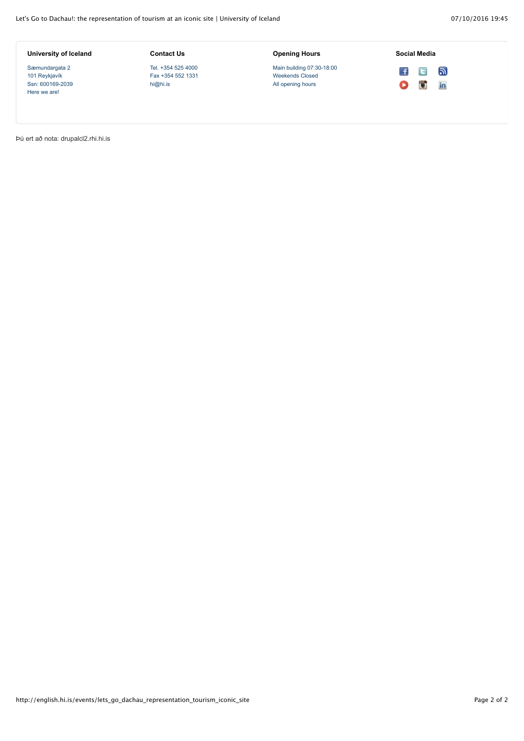### University of Iceland

Sæmundargata 2
101 Reykjavík
Ssn: 600169-2039
Here we are!

### Contact Us

Tel. +354 525 4000
Fax +354 552 1331
hi@hi.is

### Opening Hours

Main building 07:30-18:00
Weekends Closed
All opening hours

### Social Media

Þú ert að nota: drupalcl2.rhi.hi.is